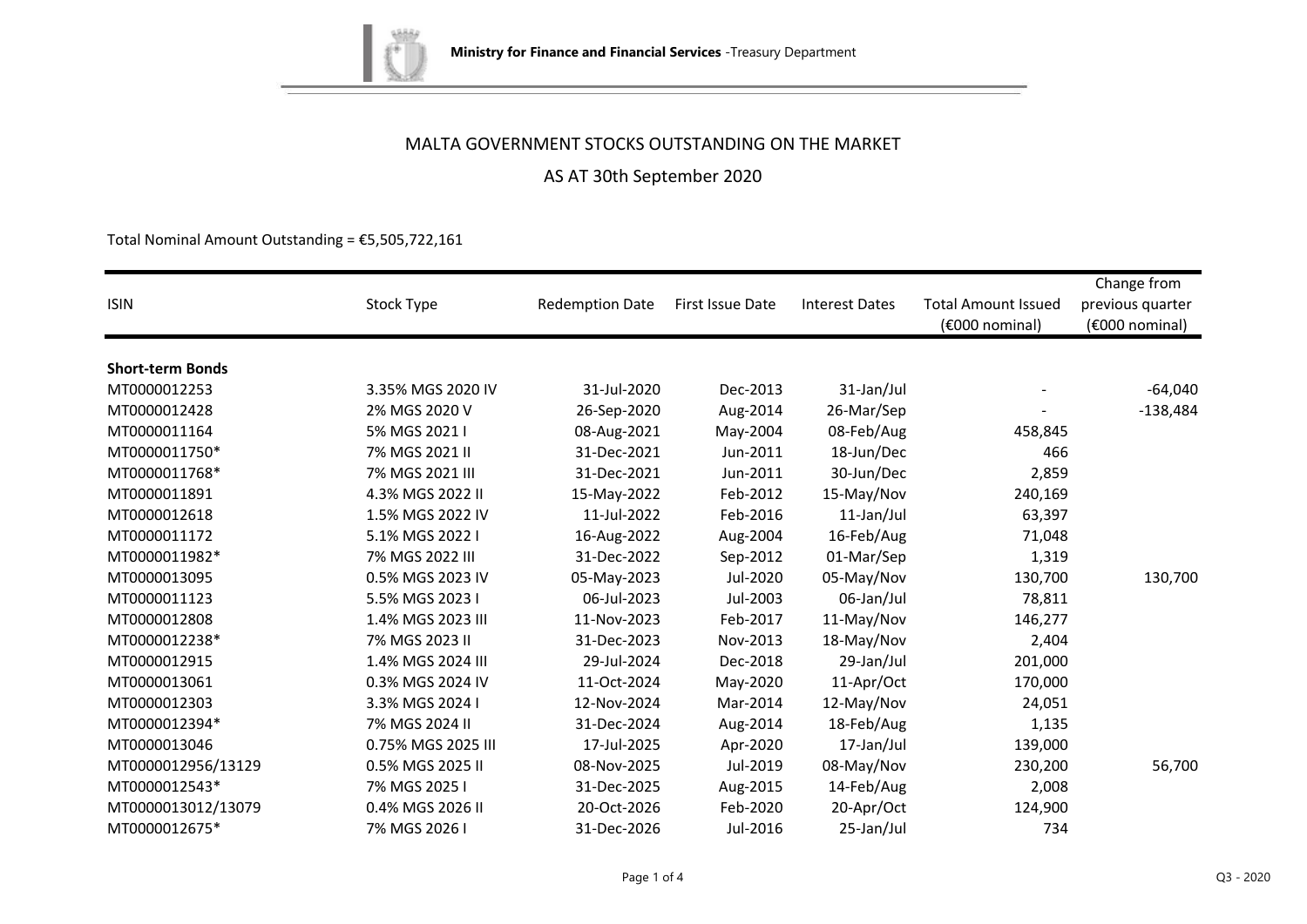Ministry for Finance and Financial Services -Treasury Department

# MALTA GOVERNMENT STOCKS OUTSTANDING ON THE MARKET

## AS AT 30th September 2020

Total Nominal Amount Outstanding = €5,505,722,161

| ISIN | Stock Type | Redemption Date | First Issue Date | Interest Dates | Total Amount Issued (€000 nominal) | Change from previous quarter (€000 nominal) |
|---|---|---|---|---|---|---|
| **Short-term Bonds** | | | | | | |
| MT0000012253 | 3.35% MGS 2020 IV | 31-Jul-2020 | Dec-2013 | 31-Jan/Jul | - | -64,040 |
| MT0000012428 | 2% MGS 2020 V | 26-Sep-2020 | Aug-2014 | 26-Mar/Sep | - | -138,484 |
| MT0000011164 | 5% MGS 2021 I | 08-Aug-2021 | May-2004 | 08-Feb/Aug | 458,845 | |
| MT0000011750* | 7% MGS 2021 II | 31-Dec-2021 | Jun-2011 | 18-Jun/Dec | 466 | |
| MT0000011768* | 7% MGS 2021 III | 31-Dec-2021 | Jun-2011 | 30-Jun/Dec | 2,859 | |
| MT0000011891 | 4.3% MGS 2022 II | 15-May-2022 | Feb-2012 | 15-May/Nov | 240,169 | |
| MT0000012618 | 1.5% MGS 2022 IV | 11-Jul-2022 | Feb-2016 | 11-Jan/Jul | 63,397 | |
| MT0000011172 | 5.1% MGS 2022 I | 16-Aug-2022 | Aug-2004 | 16-Feb/Aug | 71,048 | |
| MT0000011982* | 7% MGS 2022 III | 31-Dec-2022 | Sep-2012 | 01-Mar/Sep | 1,319 | |
| MT0000013095 | 0.5% MGS 2023 IV | 05-May-2023 | Jul-2020 | 05-May/Nov | 130,700 | 130,700 |
| MT0000011123 | 5.5% MGS 2023 I | 06-Jul-2023 | Jul-2003 | 06-Jan/Jul | 78,811 | |
| MT0000012808 | 1.4% MGS 2023 III | 11-Nov-2023 | Feb-2017 | 11-May/Nov | 146,277 | |
| MT0000012238* | 7% MGS 2023 II | 31-Dec-2023 | Nov-2013 | 18-May/Nov | 2,404 | |
| MT0000012915 | 1.4% MGS 2024 III | 29-Jul-2024 | Dec-2018 | 29-Jan/Jul | 201,000 | |
| MT0000013061 | 0.3% MGS 2024 IV | 11-Oct-2024 | May-2020 | 11-Apr/Oct | 170,000 | |
| MT0000012303 | 3.3% MGS 2024 I | 12-Nov-2024 | Mar-2014 | 12-May/Nov | 24,051 | |
| MT0000012394* | 7% MGS 2024 II | 31-Dec-2024 | Aug-2014 | 18-Feb/Aug | 1,135 | |
| MT0000013046 | 0.75% MGS 2025 III | 17-Jul-2025 | Apr-2020 | 17-Jan/Jul | 139,000 | |
| MT0000012956/13129 | 0.5% MGS 2025 II | 08-Nov-2025 | Jul-2019 | 08-May/Nov | 230,200 | 56,700 |
| MT0000012543* | 7% MGS 2025 I | 31-Dec-2025 | Aug-2015 | 14-Feb/Aug | 2,008 | |
| MT0000013012/13079 | 0.4% MGS 2026 II | 20-Oct-2026 | Feb-2020 | 20-Apr/Oct | 124,900 | |
| MT0000012675* | 7% MGS 2026 I | 31-Dec-2026 | Jul-2016 | 25-Jan/Jul | 734 | |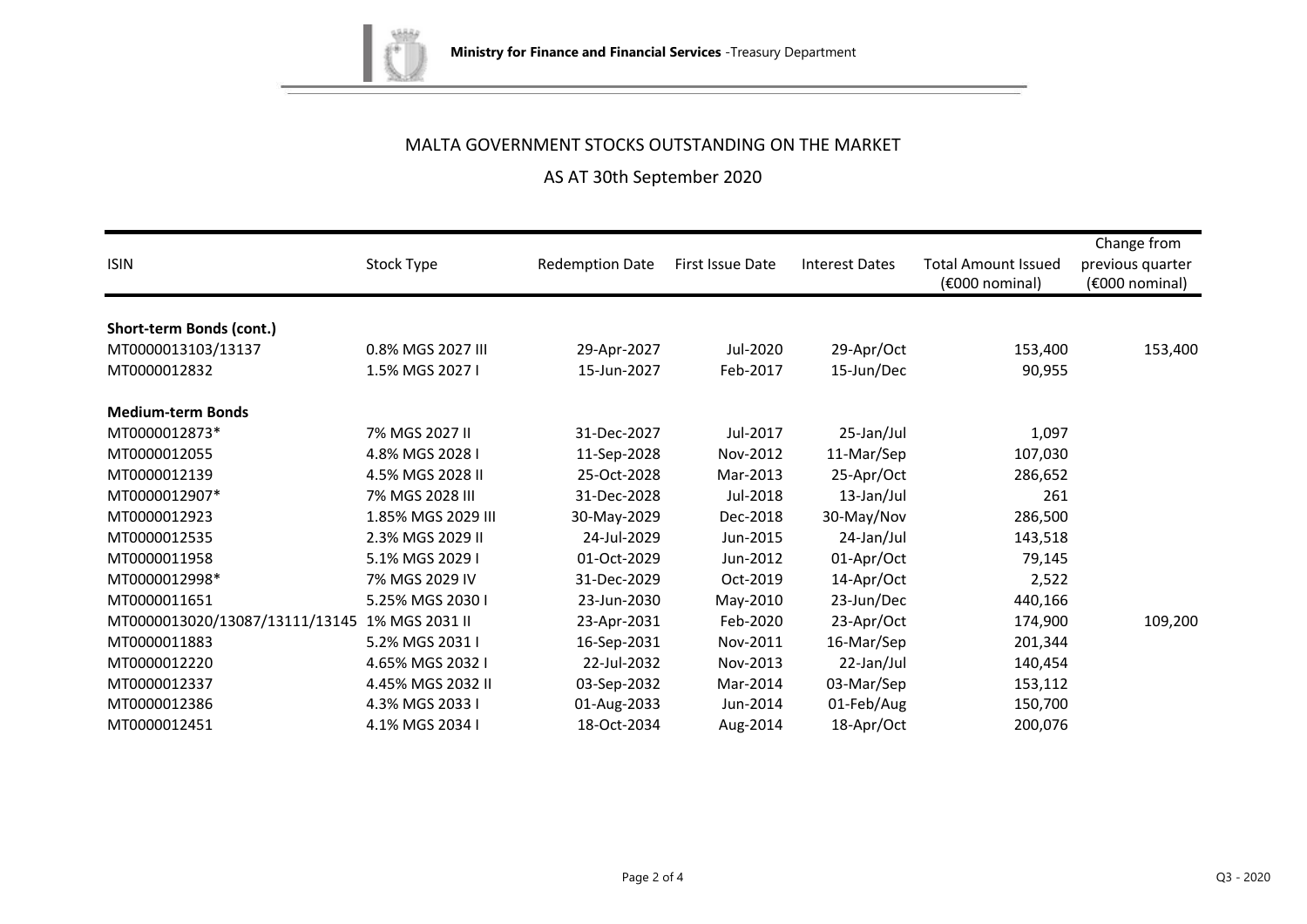# MALTA GOVERNMENT STOCKS OUTSTANDING ON THE MARKET

## AS AT 30th September 2020

| ISIN | Stock Type | Redemption Date | First Issue Date | Interest Dates | Total Amount Issued (€000 nominal) | Change from previous quarter (€000 nominal) |
|---|---|---|---|---|---|---|
| **Short-term Bonds (cont.)** | | | | | | |
| MT0000013103/13137 | 0.8% MGS 2027 III | 29-Apr-2027 | Jul-2020 | 29-Apr/Oct | 153,400 | 153,400 |
| MT0000012832 | 1.5% MGS 2027 I | 15-Jun-2027 | Feb-2017 | 15-Jun/Dec | 90,955 | |
| **Medium-term Bonds** | | | | | | |
| MT0000012873* | 7% MGS 2027 II | 31-Dec-2027 | Jul-2017 | 25-Jan/Jul | 1,097 | |
| MT0000012055 | 4.8% MGS 2028 I | 11-Sep-2028 | Nov-2012 | 11-Mar/Sep | 107,030 | |
| MT0000012139 | 4.5% MGS 2028 II | 25-Oct-2028 | Mar-2013 | 25-Apr/Oct | 286,652 | |
| MT0000012907* | 7% MGS 2028 III | 31-Dec-2028 | Jul-2018 | 13-Jan/Jul | 261 | |
| MT0000012923 | 1.85% MGS 2029 III | 30-May-2029 | Dec-2018 | 30-May/Nov | 286,500 | |
| MT0000012535 | 2.3% MGS 2029 II | 24-Jul-2029 | Jun-2015 | 24-Jan/Jul | 143,518 | |
| MT0000011958 | 5.1% MGS 2029 I | 01-Oct-2029 | Jun-2012 | 01-Apr/Oct | 79,145 | |
| MT0000012998* | 7% MGS 2029 IV | 31-Dec-2029 | Oct-2019 | 14-Apr/Oct | 2,522 | |
| MT0000011651 | 5.25% MGS 2030 I | 23-Jun-2030 | May-2010 | 23-Jun/Dec | 440,166 | |
| MT0000013020/13087/13111/13145 | 1% MGS 2031 II | 23-Apr-2031 | Feb-2020 | 23-Apr/Oct | 174,900 | 109,200 |
| MT0000011883 | 5.2% MGS 2031 I | 16-Sep-2031 | Nov-2011 | 16-Mar/Sep | 201,344 | |
| MT0000012220 | 4.65% MGS 2032 I | 22-Jul-2032 | Nov-2013 | 22-Jan/Jul | 140,454 | |
| MT0000012337 | 4.45% MGS 2032 II | 03-Sep-2032 | Mar-2014 | 03-Mar/Sep | 153,112 | |
| MT0000012386 | 4.3% MGS 2033 I | 01-Aug-2033 | Jun-2014 | 01-Feb/Aug | 150,700 | |
| MT0000012451 | 4.1% MGS 2034 I | 18-Oct-2034 | Aug-2014 | 18-Apr/Oct | 200,076 | |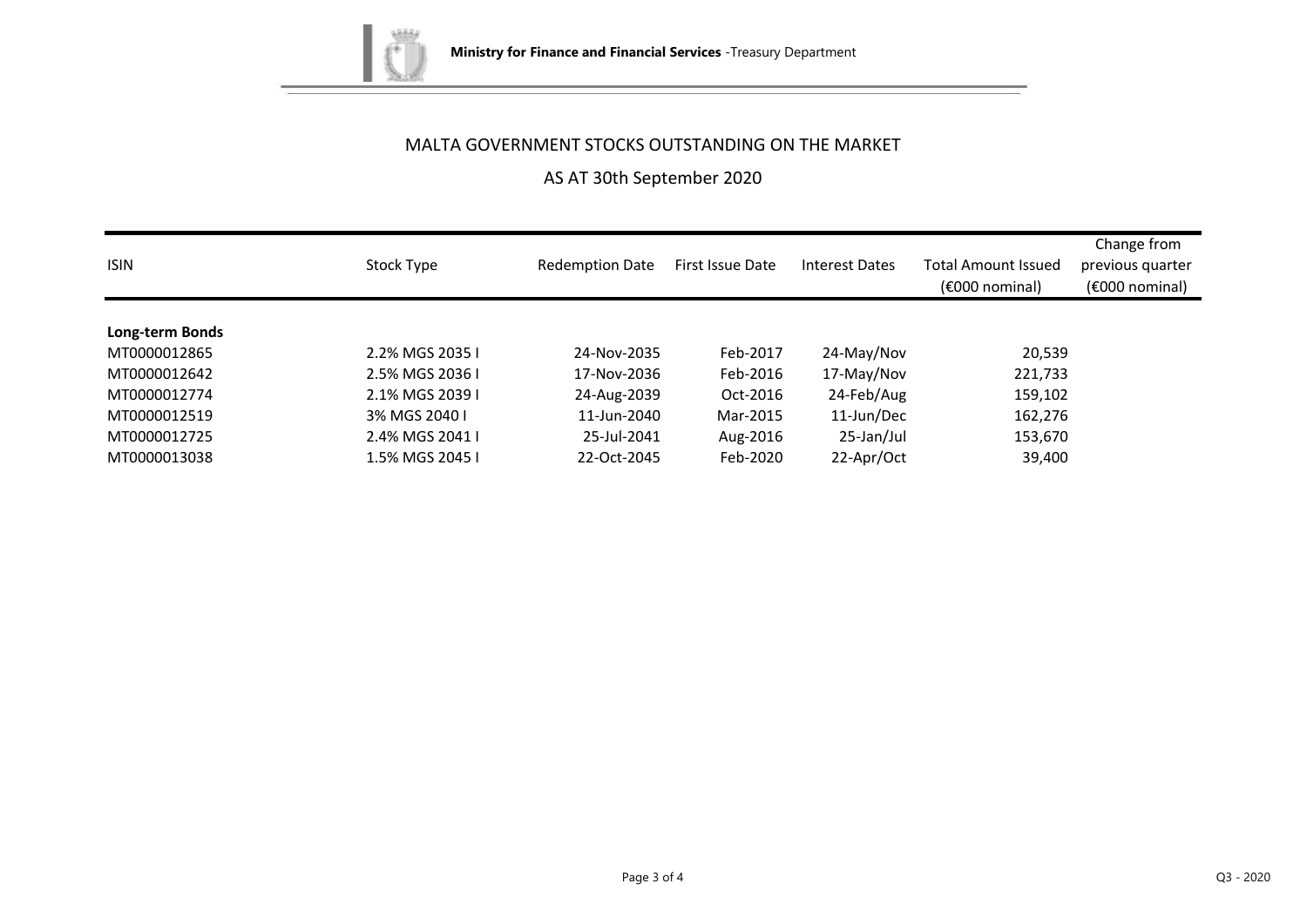## MALTA GOVERNMENT STOCKS OUTSTANDING ON THE MARKET

## AS AT 30th September 2020

| ISIN | Stock Type | Redemption Date | First Issue Date | Interest Dates | Total Amount Issued (€000 nominal) | Change from previous quarter (€000 nominal) |
|---|---|---|---|---|---|---|
| **Long-term Bonds** | | | | | | |
| MT0000012865 | 2.2% MGS 2035 I | 24-Nov-2035 | Feb-2017 | 24-May/Nov | 20,539 | |
| MT0000012642 | 2.5% MGS 2036 I | 17-Nov-2036 | Feb-2016 | 17-May/Nov | 221,733 | |
| MT0000012774 | 2.1% MGS 2039 I | 24-Aug-2039 | Oct-2016 | 24-Feb/Aug | 159,102 | |
| MT0000012519 | 3% MGS 2040 I | 11-Jun-2040 | Mar-2015 | 11-Jun/Dec | 162,276 | |
| MT0000012725 | 2.4% MGS 2041 I | 25-Jul-2041 | Aug-2016 | 25-Jan/Jul | 153,670 | |
| MT0000013038 | 1.5% MGS 2045 I | 22-Oct-2045 | Feb-2020 | 22-Apr/Oct | 39,400 | |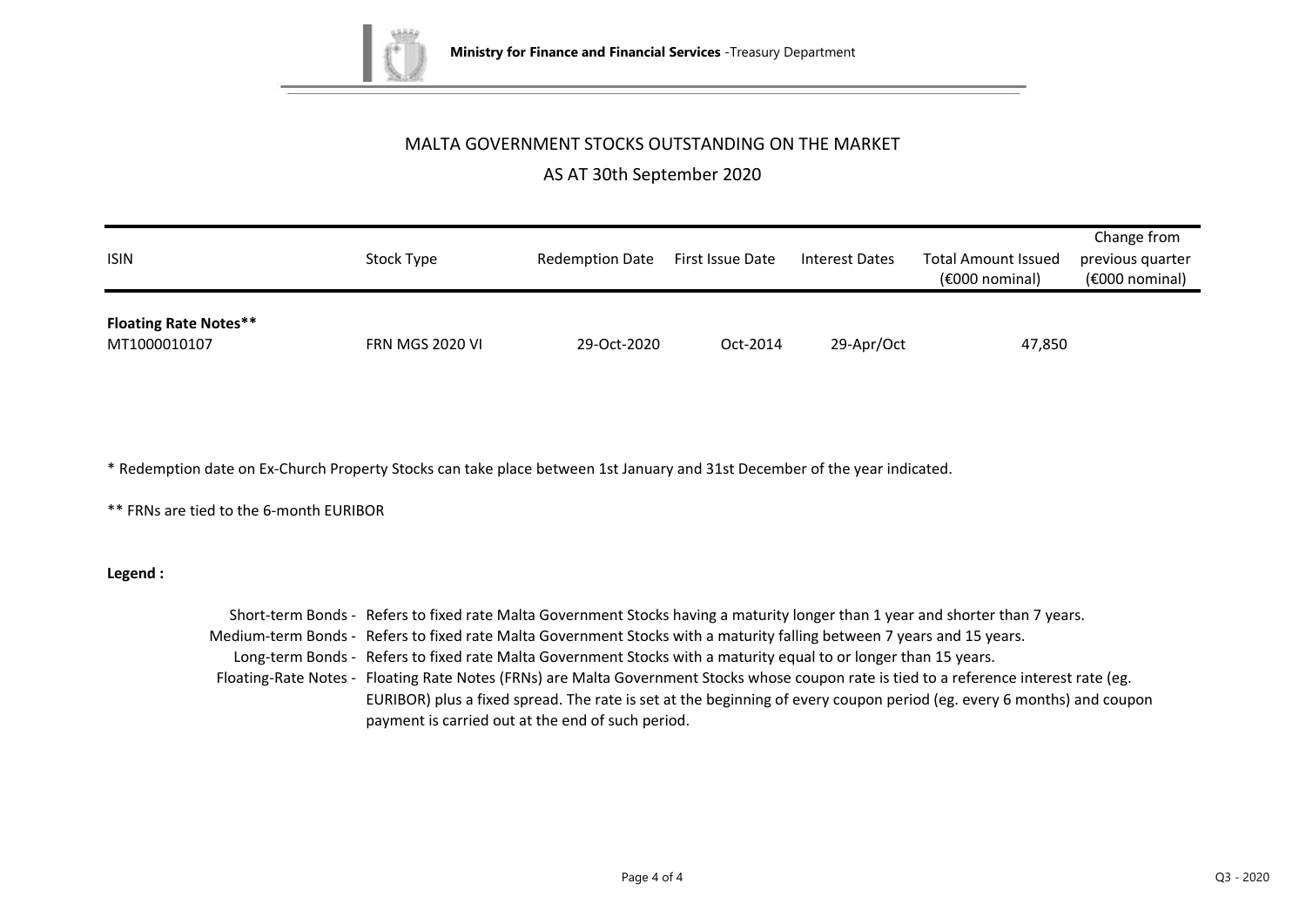Ministry for Finance and Financial Services -Treasury Department

# MALTA GOVERNMENT STOCKS OUTSTANDING ON THE MARKET

## AS AT 30th September 2020

| ISIN | Stock Type | Redemption Date | First Issue Date | Interest Dates | Total Amount Issued (€000 nominal) | Change from previous quarter (€000 nominal) |
|---|---|---|---|---|---|---|
| **Floating Rate Notes**** | | | | | | |
| MT1000010107 | FRN MGS 2020 VI | 29-Oct-2020 | Oct-2014 | 29-Apr/Oct | 47,850 | |

* Redemption date on Ex-Church Property Stocks can take place between 1st January and 31st December of the year indicated.

** FRNs are tied to the 6-month EURIBOR

**Legend :**

Short-term Bonds - Refers to fixed rate Malta Government Stocks having a maturity longer than 1 year and shorter than 7 years.

Medium-term Bonds - Refers to fixed rate Malta Government Stocks with a maturity falling between 7 years and 15 years.

Long-term Bonds - Refers to fixed rate Malta Government Stocks with a maturity equal to or longer than 15 years.

Floating-Rate Notes - Floating Rate Notes (FRNs) are Malta Government Stocks whose coupon rate is tied to a reference interest rate (eg. EURIBOR) plus a fixed spread. The rate is set at the beginning of every coupon period (eg. every 6 months) and coupon payment is carried out at the end of such period.